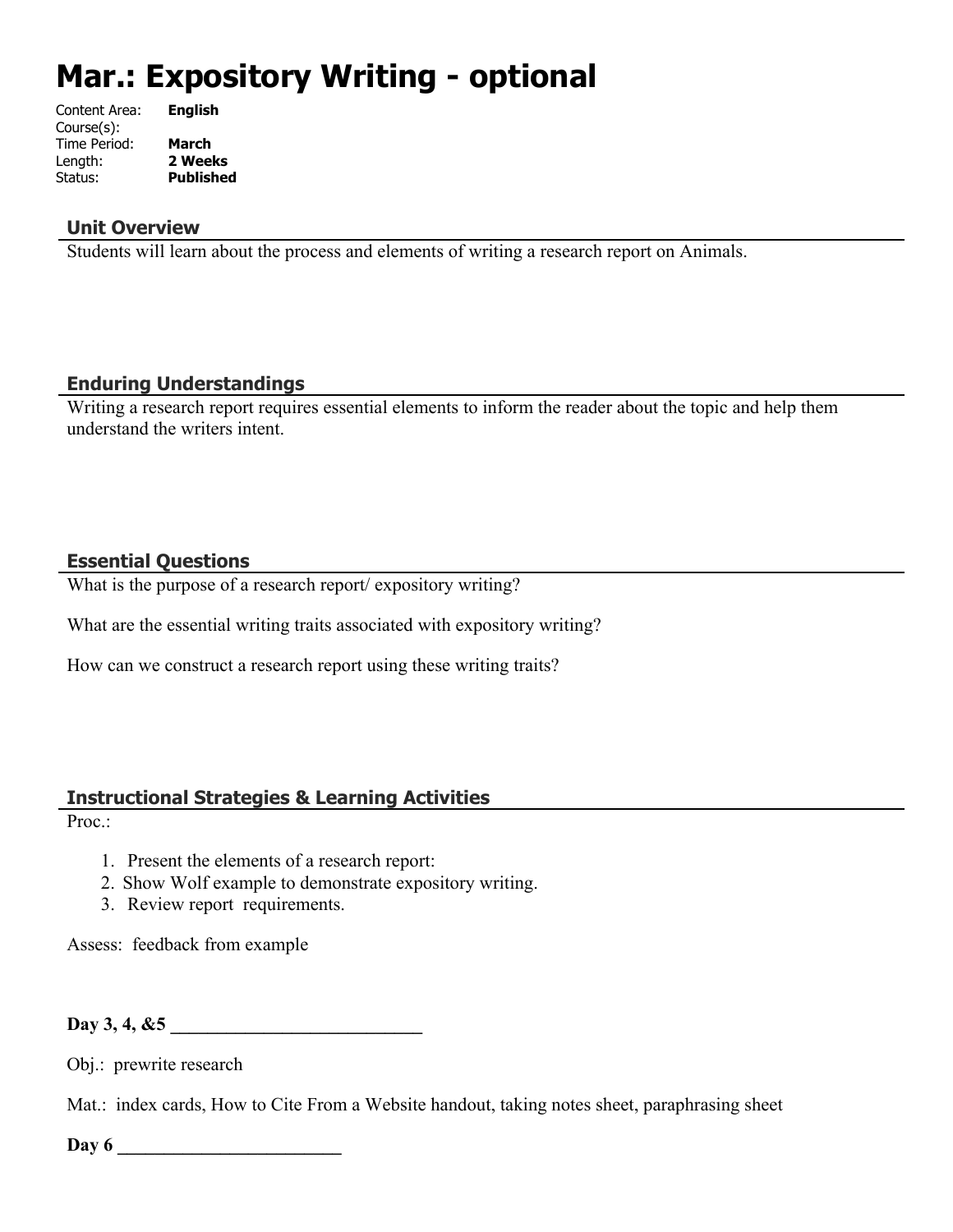# Mar.: Expository Writing - optional

Content Area: **English**
Course(s):
Time Period: **March**
Length: **2 Weeks**
Status: **Published**

## Unit Overview

Students will learn about the process and elements of writing a research report on Animals.

## Enduring Understandings

Writing a research report requires essential elements to inform the reader about the topic and help them understand the writers intent.

## Essential Questions

What is the purpose of a research report/ expository writing?

What are the essential writing traits associated with expository writing?

How can we construct a research report using these writing traits?

## Instructional Strategies & Learning Activities

Proc.:

1. Present the elements of a research report:
2. Show Wolf example to demonstrate expository writing.
3. Review report requirements.

Assess: feedback from example

**Day 3, 4, &5 ___________________________**

Obj.: prewrite research

Mat.: index cards, How to Cite From a Website handout, taking notes sheet, paraphrasing sheet

**Day 6 ________________________**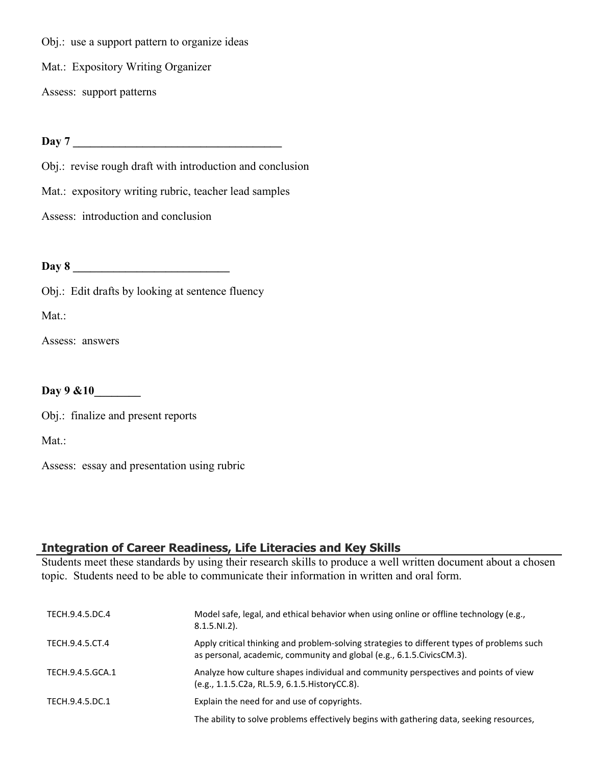Obj.:  use a support pattern to organize ideas

Mat.:  Expository Writing Organizer

Assess:  support patterns

**Day 7 ___________________________________**

Obj.:  revise rough draft with introduction and conclusion

Mat.:  expository writing rubric, teacher lead samples

Assess:  introduction and conclusion

**Day 8 __________________________**

Obj.:  Edit drafts by looking at sentence fluency

Mat.:

Assess:  answers

**Day 9 &10________**

Obj.:  finalize and present reports

Mat.:

Assess:  essay and presentation using rubric

## Integration of Career Readiness, Life Literacies and Key Skills

Students meet these standards by using their research skills to produce a well written document about a chosen topic.  Students need to be able to communicate their information in written and oral form.

| | |
|---|---|
| TECH.9.4.5.DC.4 | Model safe, legal, and ethical behavior when using online or offline technology (e.g., 8.1.5.NI.2). |
| TECH.9.4.5.CT.4 | Apply critical thinking and problem-solving strategies to different types of problems such as personal, academic, community and global (e.g., 6.1.5.CivicsCM.3). |
| TECH.9.4.5.GCA.1 | Analyze how culture shapes individual and community perspectives and points of view (e.g., 1.1.5.C2a, RL.5.9, 6.1.5.HistoryCC.8). |
| TECH.9.4.5.DC.1 | Explain the need for and use of copyrights. |
| | The ability to solve problems effectively begins with gathering data, seeking resources, |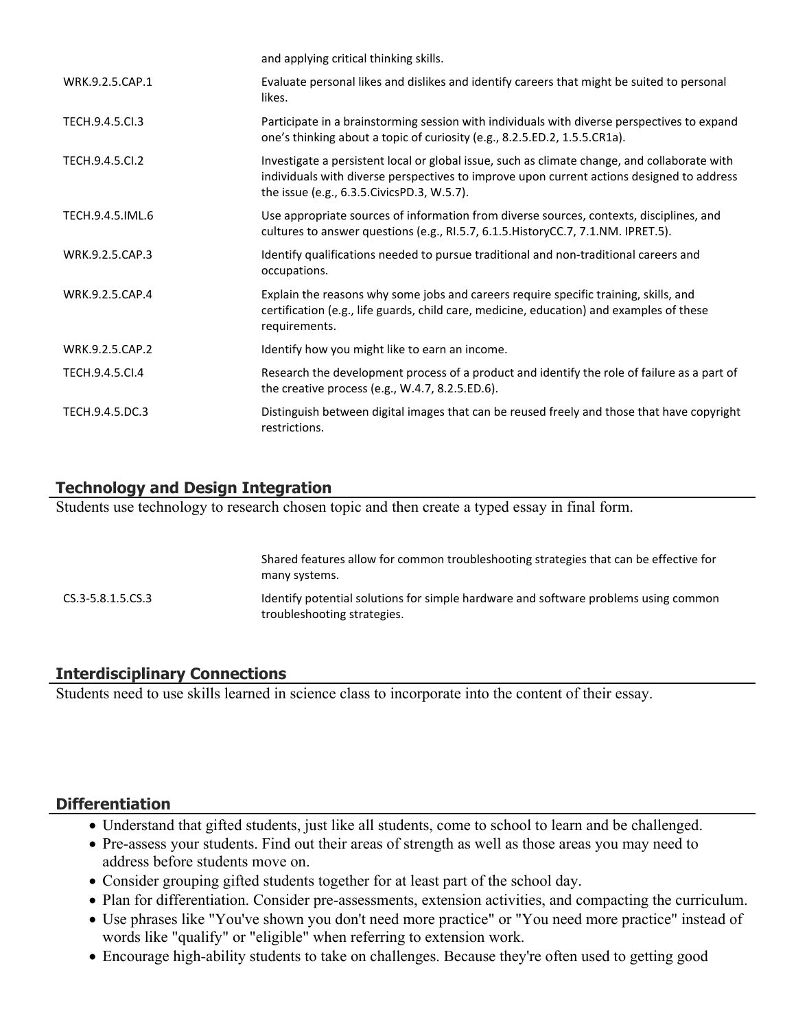| | |
|---|---|
| | and applying critical thinking skills. |
| WRK.9.2.5.CAP.1 | Evaluate personal likes and dislikes and identify careers that might be suited to personal likes. |
| TECH.9.4.5.CI.3 | Participate in a brainstorming session with individuals with diverse perspectives to expand one's thinking about a topic of curiosity (e.g., 8.2.5.ED.2, 1.5.5.CR1a). |
| TECH.9.4.5.CI.2 | Investigate a persistent local or global issue, such as climate change, and collaborate with individuals with diverse perspectives to improve upon current actions designed to address the issue (e.g., 6.3.5.CivicsPD.3, W.5.7). |
| TECH.9.4.5.IML.6 | Use appropriate sources of information from diverse sources, contexts, disciplines, and cultures to answer questions (e.g., RI.5.7, 6.1.5.HistoryCC.7, 7.1.NM. IPRET.5). |
| WRK.9.2.5.CAP.3 | Identify qualifications needed to pursue traditional and non-traditional careers and occupations. |
| WRK.9.2.5.CAP.4 | Explain the reasons why some jobs and careers require specific training, skills, and certification (e.g., life guards, child care, medicine, education) and examples of these requirements. |
| WRK.9.2.5.CAP.2 | Identify how you might like to earn an income. |
| TECH.9.4.5.CI.4 | Research the development process of a product and identify the role of failure as a part of the creative process (e.g., W.4.7, 8.2.5.ED.6). |
| TECH.9.4.5.DC.3 | Distinguish between digital images that can be reused freely and those that have copyright restrictions. |

## Technology and Design Integration

Students use technology to research chosen topic and then create a typed essay in final form.

| | |
|---|---|
| | Shared features allow for common troubleshooting strategies that can be effective for many systems. |
| CS.3-5.8.1.5.CS.3 | Identify potential solutions for simple hardware and software problems using common troubleshooting strategies. |

## Interdisciplinary Connections

Students need to use skills learned in science class to incorporate into the content of their essay.

## Differentiation

- Understand that gifted students, just like all students, come to school to learn and be challenged.
- Pre-assess your students. Find out their areas of strength as well as those areas you may need to address before students move on.
- Consider grouping gifted students together for at least part of the school day.
- Plan for differentiation. Consider pre-assessments, extension activities, and compacting the curriculum.
- Use phrases like "You've shown you don't need more practice" or "You need more practice" instead of words like "qualify" or "eligible" when referring to extension work.
- Encourage high-ability students to take on challenges. Because they're often used to getting good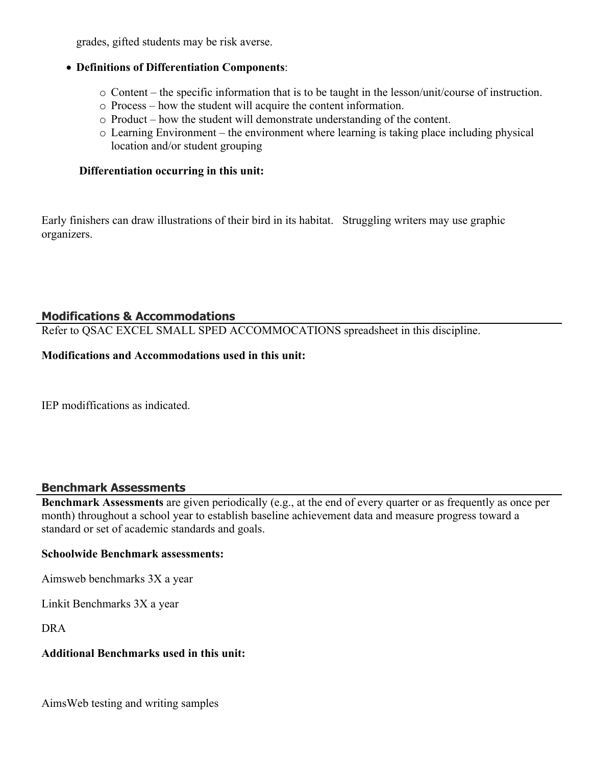grades, gifted students may be risk averse.

- **Definitions of Differentiation Components**:
  - Content – the specific information that is to be taught in the lesson/unit/course of instruction.
  - Process – how the student will acquire the content information.
  - Product – how the student will demonstrate understanding of the content.
  - Learning Environment – the environment where learning is taking place including physical location and/or student grouping

**Differentiation occurring in this unit:**

Early finishers can draw illustrations of their bird in its habitat. Struggling writers may use graphic organizers.

## Modifications & Accommodations

Refer to QSAC EXCEL SMALL SPED ACCOMMOCATIONS spreadsheet in this discipline.

**Modifications and Accommodations used in this unit:**

IEP modiffications as indicated.

## Benchmark Assessments

**Benchmark Assessments** are given periodically (e.g., at the end of every quarter or as frequently as once per month) throughout a school year to establish baseline achievement data and measure progress toward a standard or set of academic standards and goals.

**Schoolwide Benchmark assessments:**

Aimsweb benchmarks 3X a year

Linkit Benchmarks 3X a year

DRA

**Additional Benchmarks used in this unit:**

AimsWeb testing and writing samples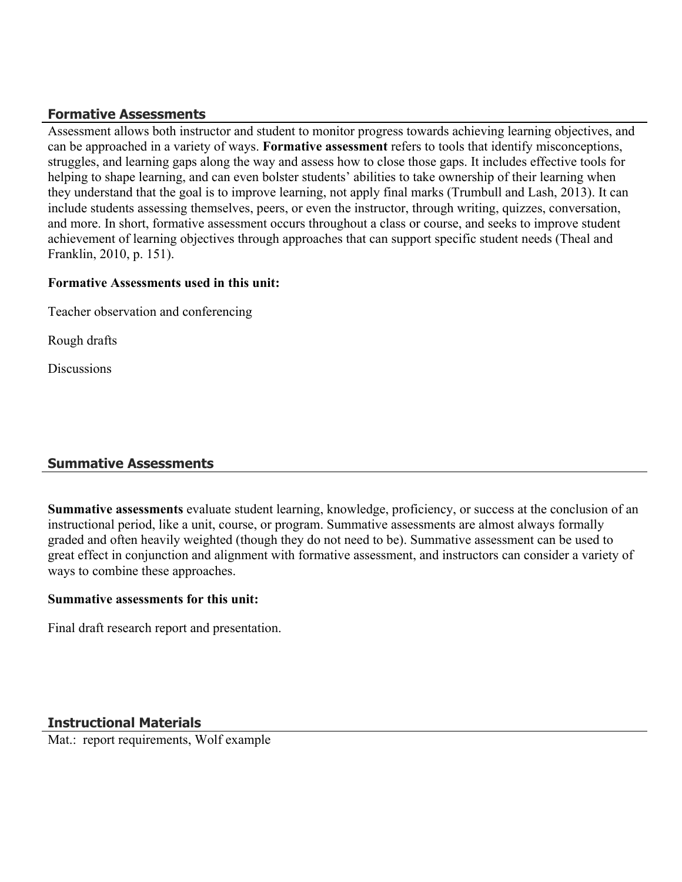## Formative Assessments

Assessment allows both instructor and student to monitor progress towards achieving learning objectives, and can be approached in a variety of ways. **Formative assessment** refers to tools that identify misconceptions, struggles, and learning gaps along the way and assess how to close those gaps. It includes effective tools for helping to shape learning, and can even bolster students' abilities to take ownership of their learning when they understand that the goal is to improve learning, not apply final marks (Trumbull and Lash, 2013). It can include students assessing themselves, peers, or even the instructor, through writing, quizzes, conversation, and more. In short, formative assessment occurs throughout a class or course, and seeks to improve student achievement of learning objectives through approaches that can support specific student needs (Theal and Franklin, 2010, p. 151).

**Formative Assessments used in this unit:**

Teacher observation and conferencing

Rough drafts

Discussions

## Summative Assessments

**Summative assessments** evaluate student learning, knowledge, proficiency, or success at the conclusion of an instructional period, like a unit, course, or program. Summative assessments are almost always formally graded and often heavily weighted (though they do not need to be). Summative assessment can be used to great effect in conjunction and alignment with formative assessment, and instructors can consider a variety of ways to combine these approaches.

**Summative assessments for this unit:**

Final draft research report and presentation.

## Instructional Materials

Mat.: report requirements, Wolf example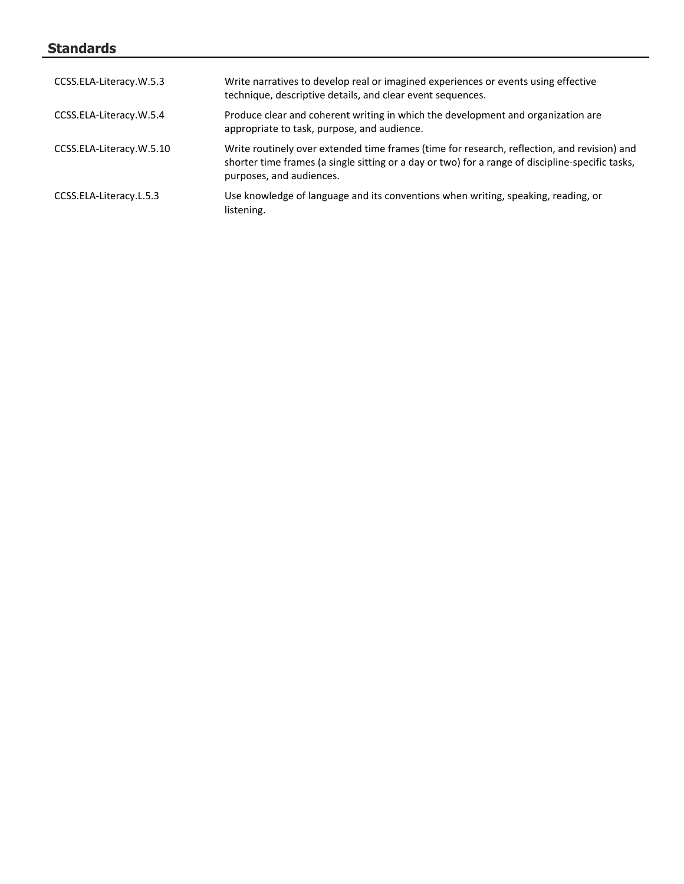## Standards

| | |
|---|---|
| CCSS.ELA-Literacy.W.5.3 | Write narratives to develop real or imagined experiences or events using effective technique, descriptive details, and clear event sequences. |
| CCSS.ELA-Literacy.W.5.4 | Produce clear and coherent writing in which the development and organization are appropriate to task, purpose, and audience. |
| CCSS.ELA-Literacy.W.5.10 | Write routinely over extended time frames (time for research, reflection, and revision) and shorter time frames (a single sitting or a day or two) for a range of discipline-specific tasks, purposes, and audiences. |
| CCSS.ELA-Literacy.L.5.3 | Use knowledge of language and its conventions when writing, speaking, reading, or listening. |